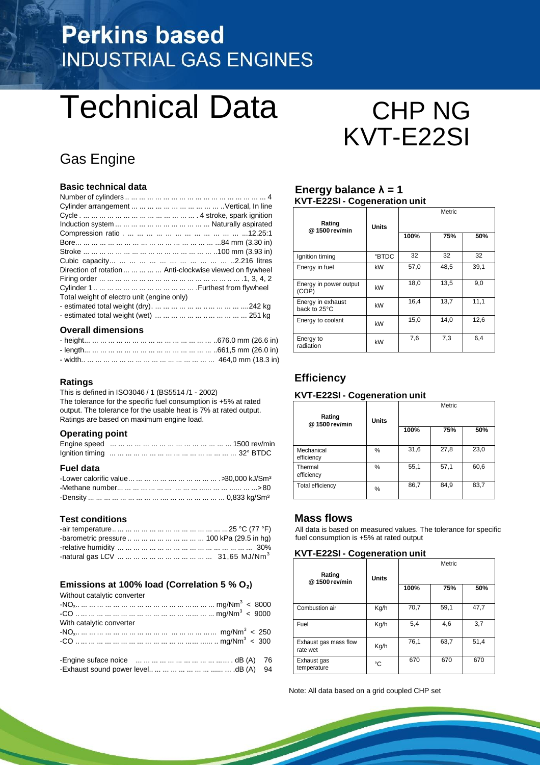# Perkins based
## INDUSTRIAL GAS ENGINES

# Technical Data

# CHP NG KVT-E22SI

## Gas Engine

### Basic technical data

Number of cylinders .. ... ... ... ... ... ... ... ... ... ... ... ... ... ... ... ... 4
Cylinder arrangement ... ... ... ... ... ... ... ... ... ... ... ..Vertical, In line
Cycle . ... ... ... ... ... ... ... ... ... ... ... ... ... . 4 stroke, spark ignition
Induction system ... ... ... ... ... ... ... ... ... ... ... Naturally aspirated
Compression ratio . ... ... ... ... ... ... ... ... ... ... ... ...12.25:1
Bore... ... ... ... ... ... ... ... ... ... ... ... ... ... ... ...84 mm (3.30 in)
Stroke ... ... ... ... ... ... ... ... ... ... ... ... ... ... ... ..100 mm (3.93 in)
Cubic capacity... ... ... ... ... ... ... ... ... ... ... ... ..2.216 litres
Direction of rotation ... ... ... ... ... Anti-clockwise viewed on flywheel
Firing order ... ... ... ... ... ... ... ... ... ... ... ... ... ... ... ... .1, 3, 4, 2
Cylinder 1 .. ... ... ... ... ... ... ... ... ... ... ... .Furthest from flywheel
Total weight of electro unit (engine only)
- estimated total weight (dry). ... ... ... ... ... ... ... ... ... ....242 kg
- estimated total weight (wet) ... ... ... ... ... ... ... ... ... ... 251 kg

### Overall dimensions

- height... ... ... ... ... ... ... ... ... ... ... ... ... ... ..676.0 mm (26.6 in)
- length... ... ... ... ... ... ... ... ... ... ... ... ... ... ..661,5 mm (26.0 in)
- width.. ... ... ... ... ... ... ... ... ... ... ... ... ... ... 464,0 mm (18.3 in)

### Ratings

This is defined in ISO3046 / 1 (BS5514 /1 - 2002)
The tolerance for the specific fuel consumption is +5% at rated output. The tolerance for the usable heat is 7% at rated output.
Ratings are based on maximum engine load.

### Operating point

Engine speed ... ... ... ... ... ... ... ... ... ... ... ... ... ... 1500 rev/min
Ignition timing ... ... ... ... ... ... ... ... ... ... ... ... ... ... 32° BTDC

### Fuel data

-Lower calorific value... ... ... ... ... ... ... ... ... ... . >30,000 kJ/Sm³
-Methane number... ... ... ... ... ... ... ... ... ... ... ... ... ...> 80
-Density ... ... ... ... ... ... ... ... ... ... ... ... ... ... ... 0,833 kg/Sm³

### Test conditions

-air temperature.. ... ... ... ... ... ... ... ... ... ... ... ...25 °C (77 °F)
-barometric pressure .. ... ... ... ... ... ... ... ... 100 kPa (29.5 in hg)
-relative humidity ... ... ... ... ... ... ... ... ... ... ... ... ... ... 30%
-natural gas LCV ... ... ... ... ... ... ... ... ... ... ... 31,65 MJ/Nm$^3$

### Emissions at 100% load (Correlation 5 % $O_2$)

Without catalytic converter
-$NO_x$.. ... ... ... ... ... ... ... ... ... ... ... ... ... mg/Nm$^3$ < 8000
-CO .. ... ... ... ... ... ... ... ... ... ... ... ... ... mg/Nm$^3$ < 9000
With catalytic converter
-$NO_x$.. ... ... ... ... ... ... ... ... ... ... ... ... ... mg/Nm$^3$ < 250
-CO .. ... ... ... ... ... ... ... ... ... ... ... ... ... mg/Nm$^3$ < 300

-Engine suface noice ... ... ... ... ... ... ... ... ... . dB (A) 76
-Exhaust sound power level.. ... ... ... ... ... ... .dB (A) 94

### Energy balance λ = 1

**KVT-E22SI - Cogeneration unit**

| Rating @ 1500 rev/min | Units | Metric | | |
|---|---|---|---|---|
| | | 100% | 75% | 50% |
| Ignition timing | °BTDC | 32 | 32 | 32 |
| Energy in fuel | kW | 57,0 | 48,5 | 39,1 |
| Energy in power output (COP) | kW | 18,0 | 13,5 | 9,0 |
| Energy in exhaust back to 25°C | kW | 16,4 | 13,7 | 11,1 |
| Energy to coolant | kW | 15,0 | 14,0 | 12,6 |
| Energy to radiation | kW | 7,6 | 7,3 | 6,4 |

### Efficiency

**KVT-E22SI - Cogeneration unit**

| Rating @ 1500 rev/min | Units | Metric | | |
|---|---|---|---|---|
| | | 100% | 75% | 50% |
| Mechanical efficiency | % | 31,6 | 27,8 | 23,0 |
| Thermal efficiency | % | 55,1 | 57,1 | 60,6 |
| Total efficiency | % | 86,7 | 84,9 | 83,7 |

### Mass flows

All data is based on measured values. The tolerance for specific fuel consumption is +5% at rated output

**KVT-E22SI - Cogeneration unit**

| Rating @ 1500 rev/min | Units | Metric | | |
|---|---|---|---|---|
| | | 100% | 75% | 50% |
| Combustion air | Kg/h | 70,7 | 59,1 | 47,7 |
| Fuel | Kg/h | 5,4 | 4,6 | 3,7 |
| Exhaust gas mass flow rate wet | Kg/h | 76,1 | 63,7 | 51,4 |
| Exhaust gas temperature | °C | 670 | 670 | 670 |

Note: All data based on a grid coupled CHP set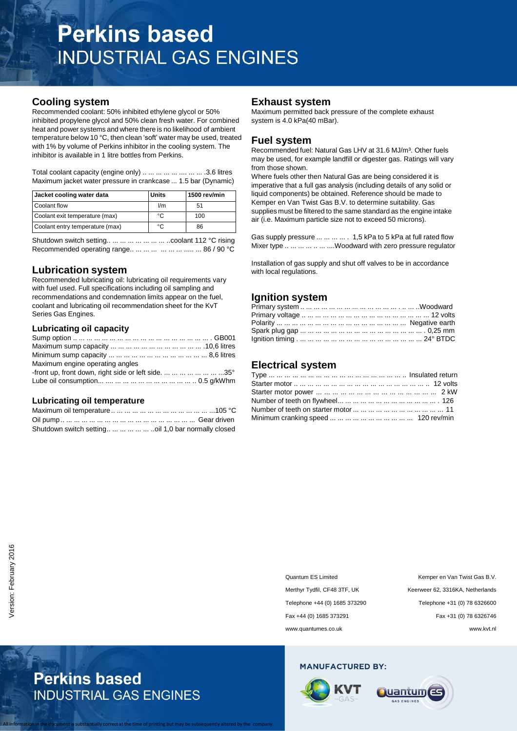# Perkins based
## INDUSTRIAL GAS ENGINES

## Cooling system

Recommended coolant: 50% inhibited ethylene glycol or 50% inhibited propylene glycol and 50% clean fresh water. For combined heat and power systems and where there is no likelihood of ambient temperature below 10 °C, then clean 'soft' water may be used, treated with 1% by volume of Perkins inhibitor in the cooling system. The inhibitor is available in 1 litre bottles from Perkins.

Total coolant capacity (engine only) .. ... ... ... ... .... ... ... .3.6 litres
Maximum jacket water pressure in crankcase ... 1.5 bar (Dynamic)

| Jacket cooling water data | Units | 1500 rev/min |
|---|---|---|
| Coolant flow | l/m | 51 |
| Coolant exit temperature (max) | °C | 100 |
| Coolant entry temperature (max) | °C | 86 |

Shutdown switch setting.. ... ... ... ... ... ... ..coolant 112 °C rising
Recommended operating range.. ... ... ... ... ... ..... ... 86 / 90 °C

## Lubrication system

Recommended lubricating oil: lubricating oil requirements vary with fuel used. Full specifications including oil sampling and recommendations and condemnation limits appear on the fuel, coolant and lubricating oil recommendation sheet for the KvT Series Gas Engines.

### Lubricating oil capacity

Sump option .. ... ... ... ... ... ... ... ... ... ... ... ... ... ... ... . GB001
Maximum sump capacity ... ... ... ... ... ... ... ... ... ... ... .10,6 litres
Minimum sump capacity ... ... ... ... ... ... ... ... ... ... ... ... 8,6 litres
Maximum engine operating angles
-front up, front down, right side or left side. ... ... ... ... ... ... ...35°
Lube oil consumption... .... ... ... ... ... ... ... ... ... ... .. 0.5 g/kWhm

### Lubricating oil temperature

Maximum oil temperature.. ... ... ... ... ... ... ... ... ... ... ...105 °C
Oil pump.. ... ... ... ... ... ... ... ... ... ... ... ... ... ... ... ... Gear driven
Shutdown switch setting.. ... ... ... ... ... ..oil 1,0 bar normally closed

## Exhaust system

Maximum permitted back pressure of the complete exhaust system is 4.0 kPa(40 mBar).

## Fuel system

Recommended fuel: Natural Gas LHV at 31.6 MJ/m³. Other fuels may be used, for example landfill or digester gas. Ratings will vary from those shown.
Where fuels other then Natural Gas are being considered it is imperative that a full gas analysis (including details of any solid or liquid components) be obtained. Reference should be made to Kemper en Van Twist Gas B.V. to determine suitability. Gas supplies must be filtered to the same standard as the engine intake air (i.e. Maximum particle size not to exceed 50 microns).

Gas supply pressure ... ... ... ... . 1,5 kPa to 5 kPa at full rated flow
Mixer type .. ... ... ... .. ... ....Woodward with zero pressure regulator

Installation of gas supply and shut off valves to be in accordance with local regulations.

## Ignition system

Primary system .. ... ... ... ... ... ... ... ... ... ... ... . .. ... ..Woodward
Primary voltage .. ... ... ... ... ... ... ... ... ... ... ... ... ... ... 12 volts
Polarity ... ... ... ... ... ... ... ... ... ... ... ... ... ... ... ... Negative earth
Spark plug gap ... ... ... ... ... ... ... ... ... ... ... ... ... ... ... . 0,25 mm
Ignition timing . ... ... ... ... ... ... ... ... ... ... ... ... ... ... ... 24° BTDC

## Electrical system

Type ... ... ... ... ... ... ... ... ... ... ... ... ... ... ... ... .. Insulated return
Starter motor .. ... ... ... ... ... ... ... ... ... ... ... ... ... ... ... .. 12 volts
Starter motor power ... ... ... ... ... ... ... ... ... ... ... ... ... ... 2 kW
Number of teeth on flywheel... ... ... ... ... ... ... ... ... ... ... . 126
Number of teeth on starter motor ... ... ... ... ... ... ... ... ... ... ... 11
Minimum cranking speed ... ... ... ... ... ... ... ... ... ... 120 rev/min

Version: February 2016

Quantum ES Limited
Merthyr Tydfil, CF48 3TF, UK
Telephone +44 (0) 1685 373290
Fax +44 (0) 1685 373291
www.quantumes.co.uk

Kemper en Van Twist Gas B.V.
Keerweer 62, 3316KA, Netherlands
Telephone +31 (0) 78 6326600
Fax +31 (0) 78 6326746
www.kvt.nl

# Perkins based
## INDUSTRIAL GAS ENGINES

**MANUFACTURED BY:**

All information in the document is substantially correct at the time of printing but may be subsequently altered by the company.